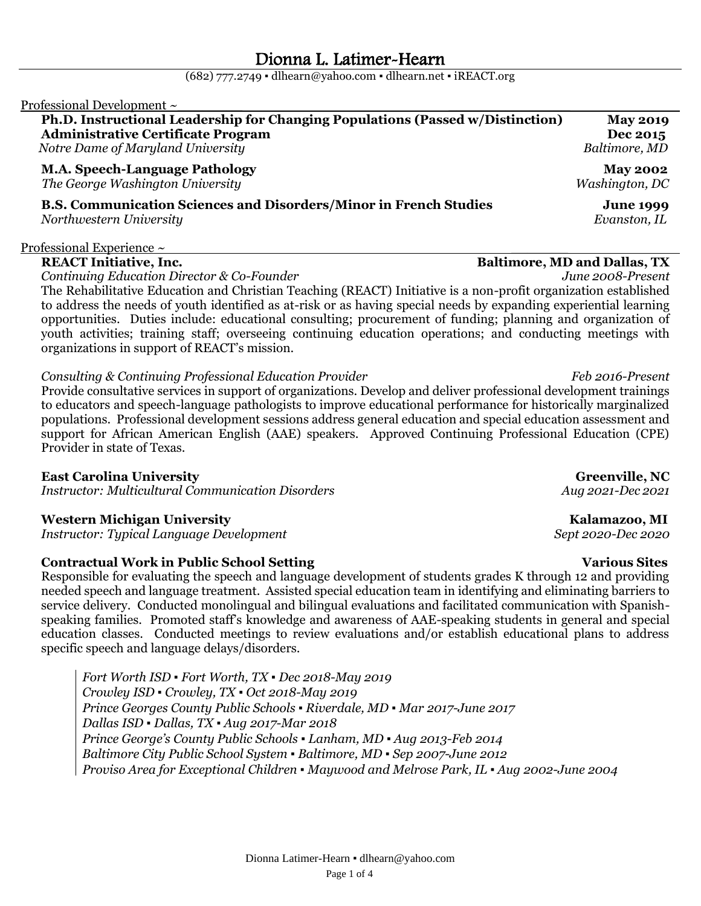# Dionna L. Latimer-Hearn

(682) 777.2749 ▪ dlhearn@yahoo.com ▪ dlhearn.net ▪ iREACT.org

## Professional Development ~

**Ph.D. Instructional Leadership for Changing Populations (Passed w/Distinction)** — **May 2019**
**Administrative Certificate Program** — **Dec 2015**
*Notre Dame of Maryland University* — *Baltimore, MD*

**M.A. Speech-Language Pathology** — **May 2002**
*The George Washington University* — *Washington, DC*

**B.S. Communication Sciences and Disorders/Minor in French Studies** — **June 1999**
*Northwestern University* — *Evanston, IL*

## Professional Experience ~

**REACT Initiative, Inc.** — **Baltimore, MD and Dallas, TX**
*Continuing Education Director & Co-Founder* — *June 2008-Present*

The Rehabilitative Education and Christian Teaching (REACT) Initiative is a non-profit organization established to address the needs of youth identified as at-risk or as having special needs by expanding experiential learning opportunities. Duties include: educational consulting; procurement of funding; planning and organization of youth activities; training staff; overseeing continuing education operations; and conducting meetings with organizations in support of REACT's mission.

*Consulting & Continuing Professional Education Provider* — *Feb 2016-Present*

Provide consultative services in support of organizations. Develop and deliver professional development trainings to educators and speech-language pathologists to improve educational performance for historically marginalized populations. Professional development sessions address general education and special education assessment and support for African American English (AAE) speakers. Approved Continuing Professional Education (CPE) Provider in state of Texas.

**East Carolina University** — **Greenville, NC**
*Instructor: Multicultural Communication Disorders* — *Aug 2021-Dec 2021*

**Western Michigan University** — **Kalamazoo, MI**
*Instructor: Typical Language Development* — *Sept 2020-Dec 2020*

**Contractual Work in Public School Setting** — **Various Sites**

Responsible for evaluating the speech and language development of students grades K through 12 and providing needed speech and language treatment. Assisted special education team in identifying and eliminating barriers to service delivery. Conducted monolingual and bilingual evaluations and facilitated communication with Spanish-speaking families. Promoted staff's knowledge and awareness of AAE-speaking students in general and special education classes. Conducted meetings to review evaluations and/or establish educational plans to address specific speech and language delays/disorders.

*Fort Worth ISD ▪ Fort Worth, TX ▪ Dec 2018-May 2019*
*Crowley ISD ▪ Crowley, TX ▪ Oct 2018-May 2019*
*Prince Georges County Public Schools ▪ Riverdale, MD ▪ Mar 2017-June 2017*
*Dallas ISD ▪ Dallas, TX ▪ Aug 2017-Mar 2018*
*Prince George's County Public Schools ▪ Lanham, MD ▪ Aug 2013-Feb 2014*
*Baltimore City Public School System ▪ Baltimore, MD ▪ Sep 2007-June 2012*
*Proviso Area for Exceptional Children ▪ Maywood and Melrose Park, IL ▪ Aug 2002-June 2004*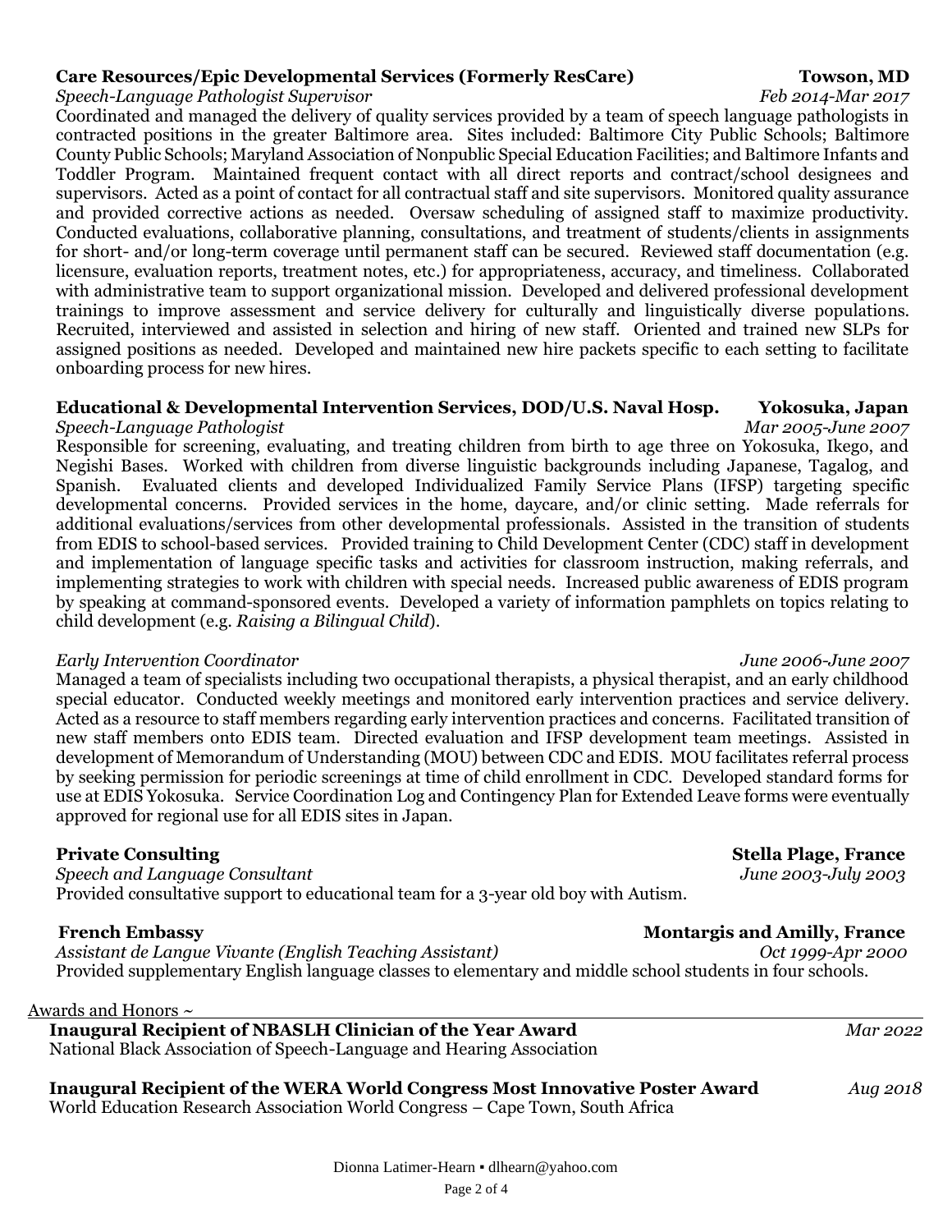**Care Resources/Epic Developmental Services (Formerly ResCare)** **Towson, MD**
*Speech-Language Pathologist Supervisor* *Feb 2014-Mar 2017*
Coordinated and managed the delivery of quality services provided by a team of speech language pathologists in contracted positions in the greater Baltimore area. Sites included: Baltimore City Public Schools; Baltimore County Public Schools; Maryland Association of Nonpublic Special Education Facilities; and Baltimore Infants and Toddler Program. Maintained frequent contact with all direct reports and contract/school designees and supervisors. Acted as a point of contact for all contractual staff and site supervisors. Monitored quality assurance and provided corrective actions as needed. Oversaw scheduling of assigned staff to maximize productivity. Conducted evaluations, collaborative planning, consultations, and treatment of students/clients in assignments for short- and/or long-term coverage until permanent staff can be secured. Reviewed staff documentation (e.g. licensure, evaluation reports, treatment notes, etc.) for appropriateness, accuracy, and timeliness. Collaborated with administrative team to support organizational mission. Developed and delivered professional development trainings to improve assessment and service delivery for culturally and linguistically diverse populations. Recruited, interviewed and assisted in selection and hiring of new staff. Oriented and trained new SLPs for assigned positions as needed. Developed and maintained new hire packets specific to each setting to facilitate onboarding process for new hires.

**Educational & Developmental Intervention Services, DOD/U.S. Naval Hosp.** **Yokosuka, Japan**
*Speech-Language Pathologist* *Mar 2005-June 2007*
Responsible for screening, evaluating, and treating children from birth to age three on Yokosuka, Ikego, and Negishi Bases. Worked with children from diverse linguistic backgrounds including Japanese, Tagalog, and Spanish. Evaluated clients and developed Individualized Family Service Plans (IFSP) targeting specific developmental concerns. Provided services in the home, daycare, and/or clinic setting. Made referrals for additional evaluations/services from other developmental professionals. Assisted in the transition of students from EDIS to school-based services. Provided training to Child Development Center (CDC) staff in development and implementation of language specific tasks and activities for classroom instruction, making referrals, and implementing strategies to work with children with special needs. Increased public awareness of EDIS program by speaking at command-sponsored events. Developed a variety of information pamphlets on topics relating to child development (e.g. *Raising a Bilingual Child*).

*Early Intervention Coordinator* *June 2006-June 2007*
Managed a team of specialists including two occupational therapists, a physical therapist, and an early childhood special educator. Conducted weekly meetings and monitored early intervention practices and service delivery. Acted as a resource to staff members regarding early intervention practices and concerns. Facilitated transition of new staff members onto EDIS team. Directed evaluation and IFSP development team meetings. Assisted in development of Memorandum of Understanding (MOU) between CDC and EDIS. MOU facilitates referral process by seeking permission for periodic screenings at time of child enrollment in CDC. Developed standard forms for use at EDIS Yokosuka. Service Coordination Log and Contingency Plan for Extended Leave forms were eventually approved for regional use for all EDIS sites in Japan.

**Private Consulting** **Stella Plage, France**
*Speech and Language Consultant* *June 2003-July 2003*
Provided consultative support to educational team for a 3-year old boy with Autism.

**French Embassy** **Montargis and Amilly, France**
*Assistant de Langue Vivante (English Teaching Assistant)* *Oct 1999-Apr 2000*
Provided supplementary English language classes to elementary and middle school students in four schools.

## Awards and Honors ~

**Inaugural Recipient of NBASLH Clinician of the Year Award** *Mar 2022*
National Black Association of Speech-Language and Hearing Association

**Inaugural Recipient of the WERA World Congress Most Innovative Poster Award** *Aug 2018*
World Education Research Association World Congress – Cape Town, South Africa

Dionna Latimer-Hearn ▪ dlhearn@yahoo.com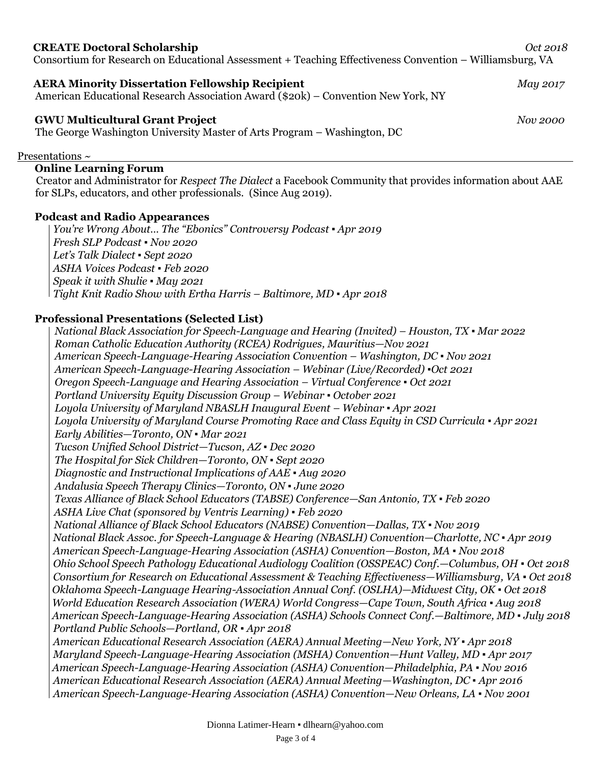**CREATE Doctoral Scholarship** *Oct 2018*
Consortium for Research on Educational Assessment + Teaching Effectiveness Convention – Williamsburg, VA

**AERA Minority Dissertation Fellowship Recipient** *May 2017*
American Educational Research Association Award ($20k) – Convention New York, NY

**GWU Multicultural Grant Project** *Nov 2000*
The George Washington University Master of Arts Program – Washington, DC

## Presentations ~

**Online Learning Forum**
Creator and Administrator for *Respect The Dialect* a Facebook Community that provides information about AAE for SLPs, educators, and other professionals. (Since Aug 2019).

**Podcast and Radio Appearances**

*You're Wrong About… The "Ebonics" Controversy Podcast ▪ Apr 2019*
*Fresh SLP Podcast ▪ Nov 2020*
*Let's Talk Dialect ▪ Sept 2020*
*ASHA Voices Podcast ▪ Feb 2020*
*Speak it with Shulie ▪ May 2021*
*Tight Knit Radio Show with Ertha Harris – Baltimore, MD ▪ Apr 2018*

**Professional Presentations (Selected List)**

*National Black Association for Speech-Language and Hearing (Invited) – Houston, TX ▪ Mar 2022*
*Roman Catholic Education Authority (RCEA) Rodrigues, Mauritius—Nov 2021*
*American Speech-Language-Hearing Association Convention – Washington, DC ▪ Nov 2021*
*American Speech-Language-Hearing Association – Webinar (Live/Recorded) ▪Oct 2021*
*Oregon Speech-Language and Hearing Association – Virtual Conference ▪ Oct 2021*
*Portland University Equity Discussion Group – Webinar ▪ October 2021*
*Loyola University of Maryland NBASLH Inaugural Event – Webinar ▪ Apr 2021*
*Loyola University of Maryland Course Promoting Race and Class Equity in CSD Curricula ▪ Apr 2021*
*Early Abilities—Toronto, ON ▪ Mar 2021*
*Tucson Unified School District—Tucson, AZ ▪ Dec 2020*
*The Hospital for Sick Children—Toronto, ON ▪ Sept 2020*
*Diagnostic and Instructional Implications of AAE ▪ Aug 2020*
*Andalusia Speech Therapy Clinics—Toronto, ON ▪ June 2020*
*Texas Alliance of Black School Educators (TABSE) Conference—San Antonio, TX ▪ Feb 2020*
*ASHA Live Chat (sponsored by Ventris Learning) ▪ Feb 2020*
*National Alliance of Black School Educators (NABSE) Convention—Dallas, TX ▪ Nov 2019*
*National Black Assoc. for Speech-Language & Hearing (NBASLH) Convention—Charlotte, NC ▪ Apr 2019*
*American Speech-Language-Hearing Association (ASHA) Convention—Boston, MA ▪ Nov 2018*
*Ohio School Speech Pathology Educational Audiology Coalition (OSSPEAC) Conf.—Columbus, OH ▪ Oct 2018*
*Consortium for Research on Educational Assessment & Teaching Effectiveness—Williamsburg, VA ▪ Oct 2018*
*Oklahoma Speech-Language Hearing-Association Annual Conf. (OSLHA)—Midwest City, OK ▪ Oct 2018*
*World Education Research Association (WERA) World Congress—Cape Town, South Africa ▪ Aug 2018*
*American Speech-Language-Hearing Association (ASHA) Schools Connect Conf.—Baltimore, MD ▪ July 2018*
*Portland Public Schools—Portland, OR ▪ Apr 2018*
*American Educational Research Association (AERA) Annual Meeting—New York, NY ▪ Apr 2018*
*Maryland Speech-Language-Hearing Association (MSHA) Convention—Hunt Valley, MD ▪ Apr 2017*
*American Speech-Language-Hearing Association (ASHA) Convention—Philadelphia, PA ▪ Nov 2016*
*American Educational Research Association (AERA) Annual Meeting—Washington, DC ▪ Apr 2016*
*American Speech-Language-Hearing Association (ASHA) Convention—New Orleans, LA ▪ Nov 2001*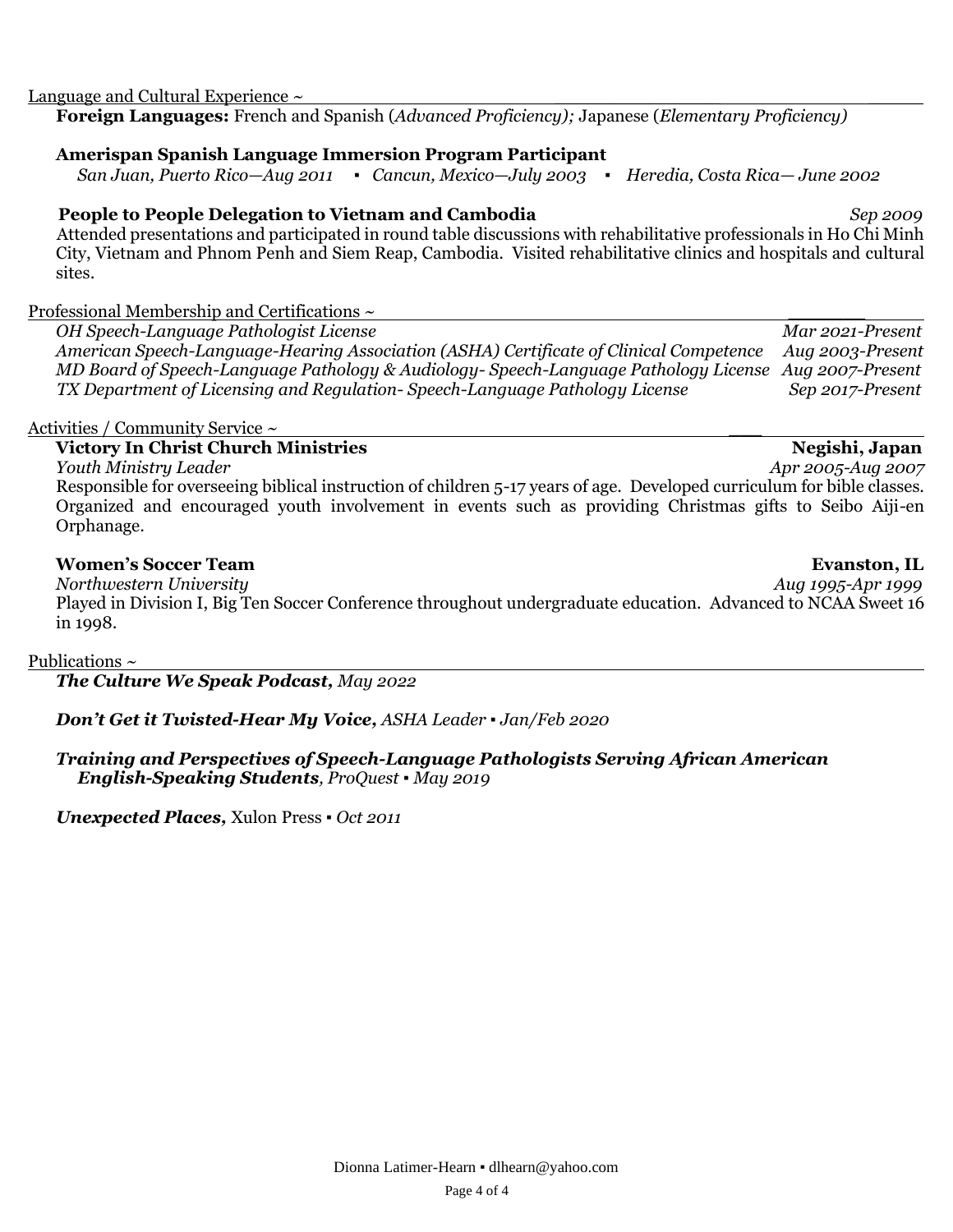## Language and Cultural Experience ~

**Foreign Languages:** French and Spanish (*Advanced Proficiency);* Japanese (*Elementary Proficiency)*

**Amerispan Spanish Language Immersion Program Participant**

*San Juan, Puerto Rico—Aug 2011* ▪ *Cancun, Mexico—July 2003* ▪ *Heredia, Costa Rica— June 2002*

**People to People Delegation to Vietnam and Cambodia** *Sep 2009*

Attended presentations and participated in round table discussions with rehabilitative professionals in Ho Chi Minh City, Vietnam and Phnom Penh and Siem Reap, Cambodia. Visited rehabilitative clinics and hospitals and cultural sites.

## Professional Membership and Certifications ~

*OH Speech-Language Pathologist License* *Mar 2021-Present*

*American Speech-Language-Hearing Association (ASHA) Certificate of Clinical Competence* *Aug 2003-Present*

*MD Board of Speech-Language Pathology & Audiology- Speech-Language Pathology License* *Aug 2007-Present*

*TX Department of Licensing and Regulation- Speech-Language Pathology License* *Sep 2017-Present*

## Activities / Community Service ~

**Victory In Christ Church Ministries** **Negishi, Japan**

*Youth Ministry Leader* *Apr 2005-Aug 2007*

Responsible for overseeing biblical instruction of children 5-17 years of age. Developed curriculum for bible classes. Organized and encouraged youth involvement in events such as providing Christmas gifts to Seibo Aiji-en Orphanage.

**Women's Soccer Team** **Evanston, IL**

*Northwestern University* *Aug 1995-Apr 1999*

Played in Division I, Big Ten Soccer Conference throughout undergraduate education. Advanced to NCAA Sweet 16 in 1998.

## Publications ~

***The Culture We Speak Podcast,*** *May 2022*

***Don't Get it Twisted-Hear My Voice,*** *ASHA Leader* ▪ *Jan/Feb 2020*

***Training and Perspectives of Speech-Language Pathologists Serving African American English-Speaking Students****, ProQuest* ▪ *May 2019*

***Unexpected Places,*** Xulon Press ▪ *Oct 2011*